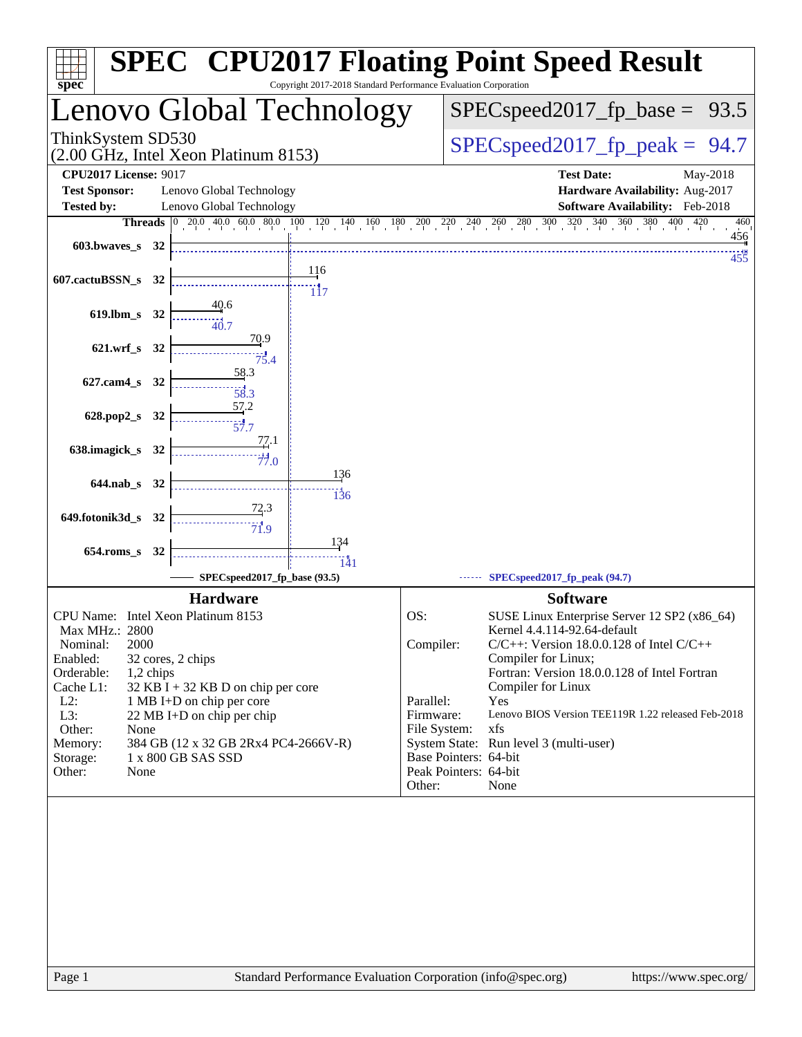# SPEC CPU2017 Floating Point Speed Result

Copyright 2017-2018 Standard Performance Evaluation Corporation

## Lenovo Global Technology

ThinkSystem SD530
(2.00 GHz, Intel Xeon Platinum 8153)

SPECspeed2017_fp_base = 93.5

SPECspeed2017_fp_peak = 94.7

**CPU2017 License:** 9017
**Test Sponsor:** Lenovo Global Technology
**Tested by:** Lenovo Global Technology

**Test Date:** May-2018
**Hardware Availability:** Aug-2017
**Software Availability:** Feb-2018

| Benchmark | Threads | Base | Peak |
|---|---|---|---|
| 603.bwaves_s | 32 | 456 | 455 |
| 607.cactuBSSN_s | 32 | 116 | 117 |
| 619.lbm_s | 32 | 40.6 | 40.7 |
| 621.wrf_s | 32 | 70.9 | 75.4 |
| 627.cam4_s | 32 | 58.3 | 58.3 |
| 628.pop2_s | 32 | 57.2 | 57.7 |
| 638.imagick_s | 32 | 77.1 | 77.0 |
| 644.nab_s | 32 | 136 | 136 |
| 649.fotonik3d_s | 32 | 72.3 | 71.9 |
| 654.roms_s | 32 | 134 | 141 |

SPECspeed2017_fp_base (93.5) — SPECspeed2017_fp_peak (94.7)

### Hardware

| | |
|---|---|
| CPU Name: | Intel Xeon Platinum 8153 |
| Max MHz.: | 2800 |
| Nominal: | 2000 |
| Enabled: | 32 cores, 2 chips |
| Orderable: | 1,2 chips |
| Cache L1: | 32 KB I + 32 KB D on chip per core |
| L2: | 1 MB I+D on chip per core |
| L3: | 22 MB I+D on chip per chip |
| Other: | None |
| Memory: | 384 GB (12 x 32 GB 2Rx4 PC4-2666V-R) |
| Storage: | 1 x 800 GB SAS SSD |
| Other: | None |

### Software

| | |
|---|---|
| OS: | SUSE Linux Enterprise Server 12 SP2 (x86_64) Kernel 4.4.114-92.64-default |
| Compiler: | C/C++: Version 18.0.0.128 of Intel C/C++ Compiler for Linux; Fortran: Version 18.0.0.128 of Intel Fortran Compiler for Linux |
| Parallel: | Yes |
| Firmware: | Lenovo BIOS Version TEE119R 1.22 released Feb-2018 |
| File System: | xfs |
| System State: | Run level 3 (multi-user) |
| Base Pointers: | 64-bit |
| Peak Pointers: | 64-bit |
| Other: | None |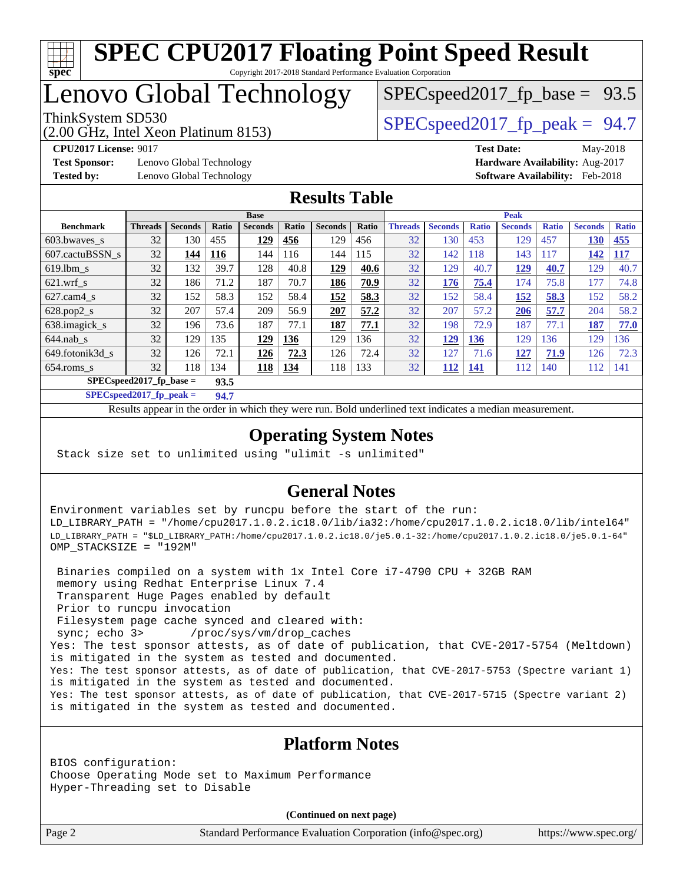# SPEC CPU2017 Floating Point Speed Result

Copyright 2017-2018 Standard Performance Evaluation Corporation

# Lenovo Global Technology

ThinkSystem SD530
(2.00 GHz, Intel Xeon Platinum 8153)

SPECspeed2017_fp_base = 93.5

SPECspeed2017_fp_peak = 94.7

**CPU2017 License:** 9017
**Test Sponsor:** Lenovo Global Technology
**Tested by:** Lenovo Global Technology

**Test Date:** May-2018
**Hardware Availability:** Aug-2017
**Software Availability:** Feb-2018

## Results Table

| Benchmark | Base | | | | | | | Peak | | | | | | |
|---|---|---|---|---|---|---|---|---|---|---|---|---|---|---|
| | Threads | Seconds | Ratio | Seconds | Ratio | Seconds | Ratio | Threads | Seconds | Ratio | Seconds | Ratio | Seconds | Ratio |
| 603.bwaves_s | 32 | 130 | 455 | **129** | **456** | 129 | 456 | 32 | 130 | 453 | 129 | 457 | **130** | **455** |
| 607.cactuBSSN_s | 32 | **144** | **116** | 144 | 116 | 144 | 115 | 32 | 142 | 118 | 143 | 117 | **142** | **117** |
| 619.lbm_s | 32 | 132 | 39.7 | 128 | 40.8 | **129** | **40.6** | 32 | 129 | 40.7 | **129** | **40.7** | 129 | 40.7 |
| 621.wrf_s | 32 | 186 | 71.2 | 187 | 70.7 | **186** | **70.9** | 32 | **176** | **75.4** | 174 | 75.8 | 177 | 74.8 |
| 627.cam4_s | 32 | 152 | 58.3 | 152 | 58.4 | **152** | **58.3** | 32 | 152 | 58.4 | **152** | **58.3** | 152 | 58.2 |
| 628.pop2_s | 32 | 207 | 57.4 | 209 | 56.9 | **207** | **57.2** | 32 | 207 | 57.2 | **206** | **57.7** | 204 | 58.2 |
| 638.imagick_s | 32 | 196 | 73.6 | 187 | 77.1 | **187** | **77.1** | 32 | 198 | 72.9 | 187 | 77.1 | **187** | **77.0** |
| 644.nab_s | 32 | 129 | 135 | **129** | **136** | 129 | 136 | 32 | **129** | **136** | 129 | 136 | 129 | 136 |
| 649.fotonik3d_s | 32 | 126 | 72.1 | **126** | **72.3** | 126 | 72.4 | 32 | 127 | 71.6 | **127** | **71.9** | 126 | 72.3 |
| 654.roms_s | 32 | 118 | 134 | **118** | **134** | 118 | 133 | 32 | **112** | **141** | 112 | 140 | 112 | 141 |

**SPECspeed2017_fp_base = 93.5**

**SPECspeed2017_fp_peak = 94.7**

Results appear in the order in which they were run. Bold underlined text indicates a median measurement.

## Operating System Notes

```
Stack size set to unlimited using "ulimit -s unlimited"
```

## General Notes

```
Environment variables set by runcpu before the start of the run:
LD_LIBRARY_PATH = "/home/cpu2017.1.0.2.ic18.0/lib/ia32:/home/cpu2017.1.0.2.ic18.0/lib/intel64"
LD_LIBRARY_PATH = "$LD_LIBRARY_PATH:/home/cpu2017.1.0.2.ic18.0/je5.0.1-32:/home/cpu2017.1.0.2.ic18.0/je5.0.1-64"
OMP_STACKSIZE = "192M"

 Binaries compiled on a system with 1x Intel Core i7-4790 CPU + 32GB RAM
 memory using Redhat Enterprise Linux 7.4
 Transparent Huge Pages enabled by default
 Prior to runcpu invocation
 Filesystem page cache synced and cleared with:
 sync; echo 3>       /proc/sys/vm/drop_caches
Yes: The test sponsor attests, as of date of publication, that CVE-2017-5754 (Meltdown)
is mitigated in the system as tested and documented.
Yes: The test sponsor attests, as of date of publication, that CVE-2017-5753 (Spectre variant 1)
is mitigated in the system as tested and documented.
Yes: The test sponsor attests, as of date of publication, that CVE-2017-5715 (Spectre variant 2)
is mitigated in the system as tested and documented.
```

## Platform Notes

```
BIOS configuration:
Choose Operating Mode set to Maximum Performance
Hyper-Threading set to Disable
```

**(Continued on next page)**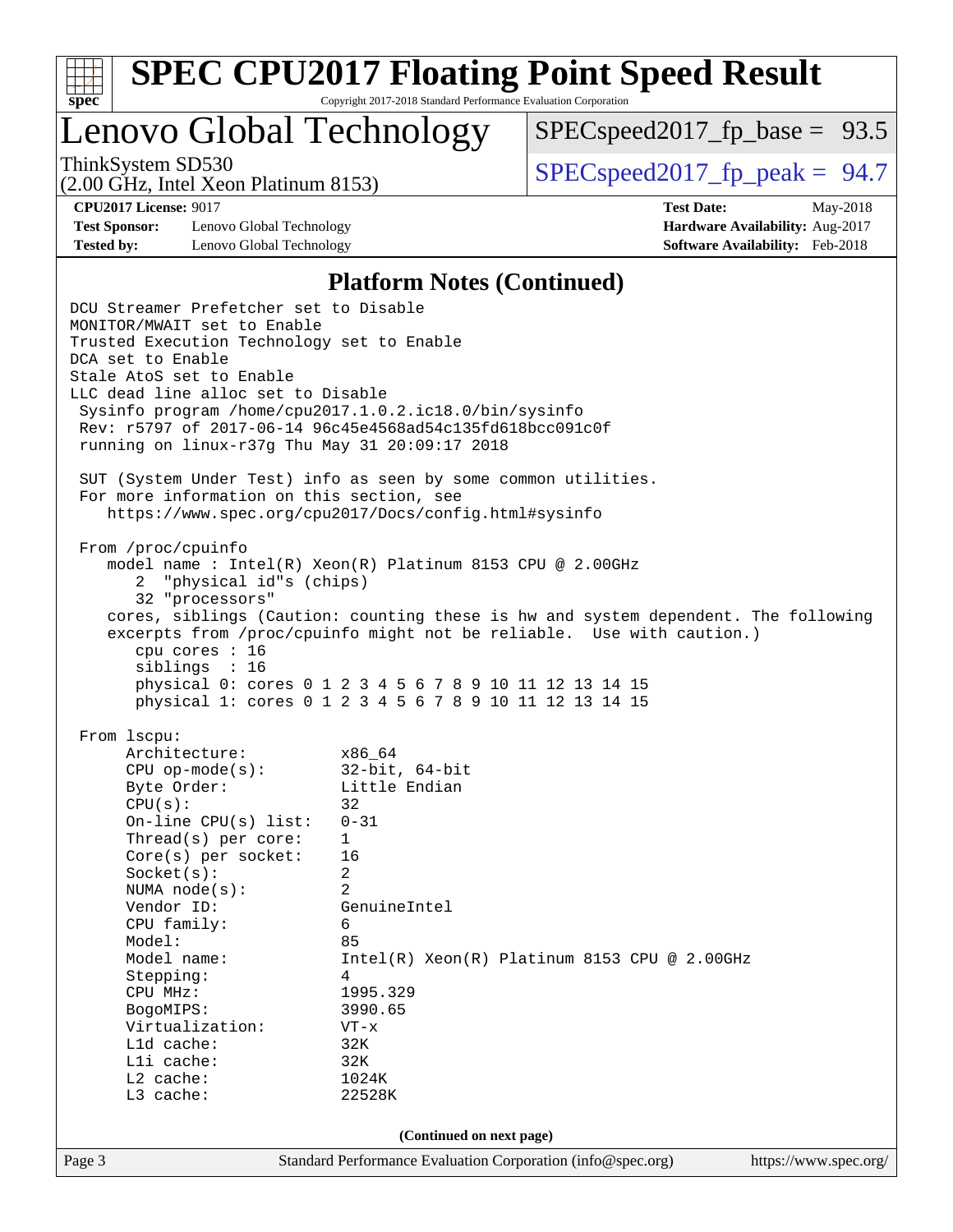# SPEC CPU2017 Floating Point Speed Result

Copyright 2017-2018 Standard Performance Evaluation Corporation

## Lenovo Global Technology

ThinkSystem SD530 (2.00 GHz, Intel Xeon Platinum 8153)

SPECspeed2017_fp_base = 93.5

SPECspeed2017_fp_peak = 94.7

**CPU2017 License:** 9017
**Test Sponsor:** Lenovo Global Technology
**Tested by:** Lenovo Global Technology

**Test Date:** May-2018
**Hardware Availability:** Aug-2017
**Software Availability:** Feb-2018

### Platform Notes (Continued)

```
DCU Streamer Prefetcher set to Disable
MONITOR/MWAIT set to Enable
Trusted Execution Technology set to Enable
DCA set to Enable
Stale AtoS set to Enable
LLC dead line alloc set to Disable
 Sysinfo program /home/cpu2017.1.0.2.ic18.0/bin/sysinfo
 Rev: r5797 of 2017-06-14 96c45e4568ad54c135fd618bcc091c0f
 running on linux-r37g Thu May 31 20:09:17 2018

 SUT (System Under Test) info as seen by some common utilities.
 For more information on this section, see
    https://www.spec.org/cpu2017/Docs/config.html#sysinfo

 From /proc/cpuinfo
    model name : Intel(R) Xeon(R) Platinum 8153 CPU @ 2.00GHz
       2  "physical id"s (chips)
       32 "processors"
    cores, siblings (Caution: counting these is hw and system dependent. The following
    excerpts from /proc/cpuinfo might not be reliable.  Use with caution.)
       cpu cores : 16
       siblings  : 16
       physical 0: cores 0 1 2 3 4 5 6 7 8 9 10 11 12 13 14 15
       physical 1: cores 0 1 2 3 4 5 6 7 8 9 10 11 12 13 14 15

 From lscpu:
      Architecture:          x86_64
      CPU op-mode(s):        32-bit, 64-bit
      Byte Order:            Little Endian
      CPU(s):                32
      On-line CPU(s) list:   0-31
      Thread(s) per core:    1
      Core(s) per socket:    16
      Socket(s):             2
      NUMA node(s):          2
      Vendor ID:             GenuineIntel
      CPU family:            6
      Model:                 85
      Model name:            Intel(R) Xeon(R) Platinum 8153 CPU @ 2.00GHz
      Stepping:              4
      CPU MHz:               1995.329
      BogoMIPS:              3990.65
      Virtualization:        VT-x
      L1d cache:             32K
      L1i cache:             32K
      L2 cache:              1024K
      L3 cache:              22528K
```

(Continued on next page)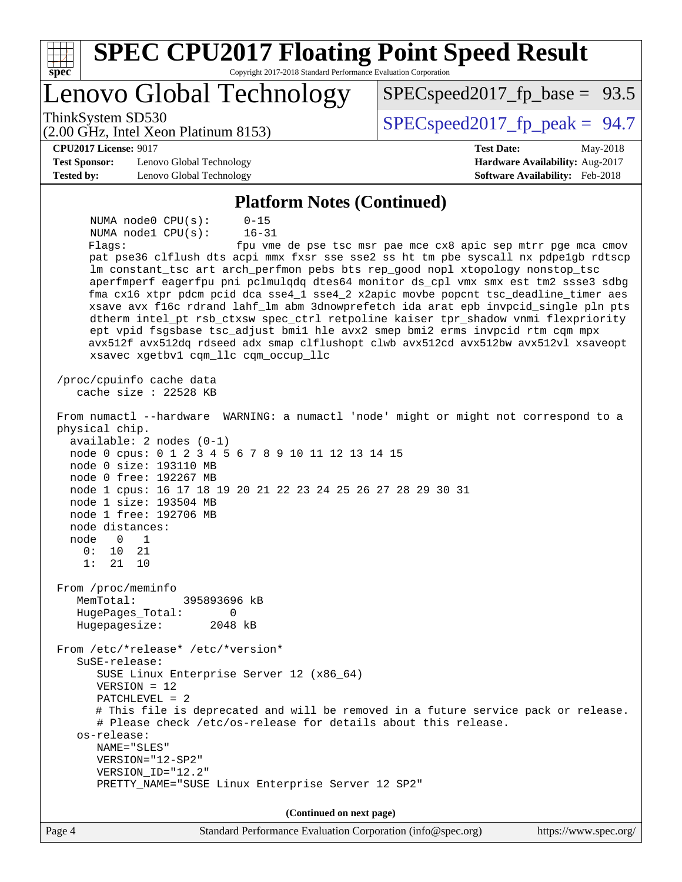# Lenovo Global Technology

ThinkSystem SD530
(2.00 GHz, Intel Xeon Platinum 8153)

SPECspeed2017_fp_base = 93.5

SPECspeed2017_fp_peak = 94.7

**CPU2017 License:** 9017
**Test Sponsor:** Lenovo Global Technology
**Tested by:** Lenovo Global Technology

**Test Date:** May-2018
**Hardware Availability:** Aug-2017
**Software Availability:** Feb-2018

## Platform Notes (Continued)

```
     NUMA node0 CPU(s):      0-15
     NUMA node1 CPU(s):      16-31
     Flags:                  fpu vme de pse tsc msr pae mce cx8 apic sep mtrr pge mca cmov
     pat pse36 clflush dts acpi mmx fxsr sse sse2 ss ht tm pbe syscall nx pdpe1gb rdtscp
     lm constant_tsc art arch_perfmon pebs bts rep_good nopl xtopology nonstop_tsc
     aperfmperf eagerfpu pni pclmulqdq dtes64 monitor ds_cpl vmx smx est tm2 ssse3 sdbg
     fma cx16 xtpr pdcm pcid dca sse4_1 sse4_2 x2apic movbe popcnt tsc_deadline_timer aes
     xsave avx f16c rdrand lahf_lm abm 3dnowprefetch ida arat epb invpcid_single pln pts
     dtherm intel_pt rsb_ctxsw spec_ctrl retpoline kaiser tpr_shadow vnmi flexpriority
     ept vpid fsgsbase tsc_adjust bmi1 hle avx2 smep bmi2 erms invpcid rtm cqm mpx
     avx512f avx512dq rdseed adx smap clflushopt clwb avx512cd avx512bw avx512vl xsaveopt
     xsavec xgetbv1 cqm_llc cqm_occup_llc

 /proc/cpuinfo cache data
    cache size : 22528 KB

 From numactl --hardware  WARNING: a numactl 'node' might or might not correspond to a
 physical chip.
   available: 2 nodes (0-1)
   node 0 cpus: 0 1 2 3 4 5 6 7 8 9 10 11 12 13 14 15
   node 0 size: 193110 MB
   node 0 free: 192267 MB
   node 1 cpus: 16 17 18 19 20 21 22 23 24 25 26 27 28 29 30 31
   node 1 size: 193504 MB
   node 1 free: 192706 MB
   node distances:
   node   0   1
     0:  10  21
     1:  21  10

 From /proc/meminfo
    MemTotal:       395893696 kB
    HugePages_Total:       0
    Hugepagesize:       2048 kB

 From /etc/*release* /etc/*version*
    SuSE-release:
       SUSE Linux Enterprise Server 12 (x86_64)
       VERSION = 12
       PATCHLEVEL = 2
       # This file is deprecated and will be removed in a future service pack or release.
       # Please check /etc/os-release for details about this release.
    os-release:
       NAME="SLES"
       VERSION="12-SP2"
       VERSION_ID="12.2"
       PRETTY_NAME="SUSE Linux Enterprise Server 12 SP2"
```

**(Continued on next page)**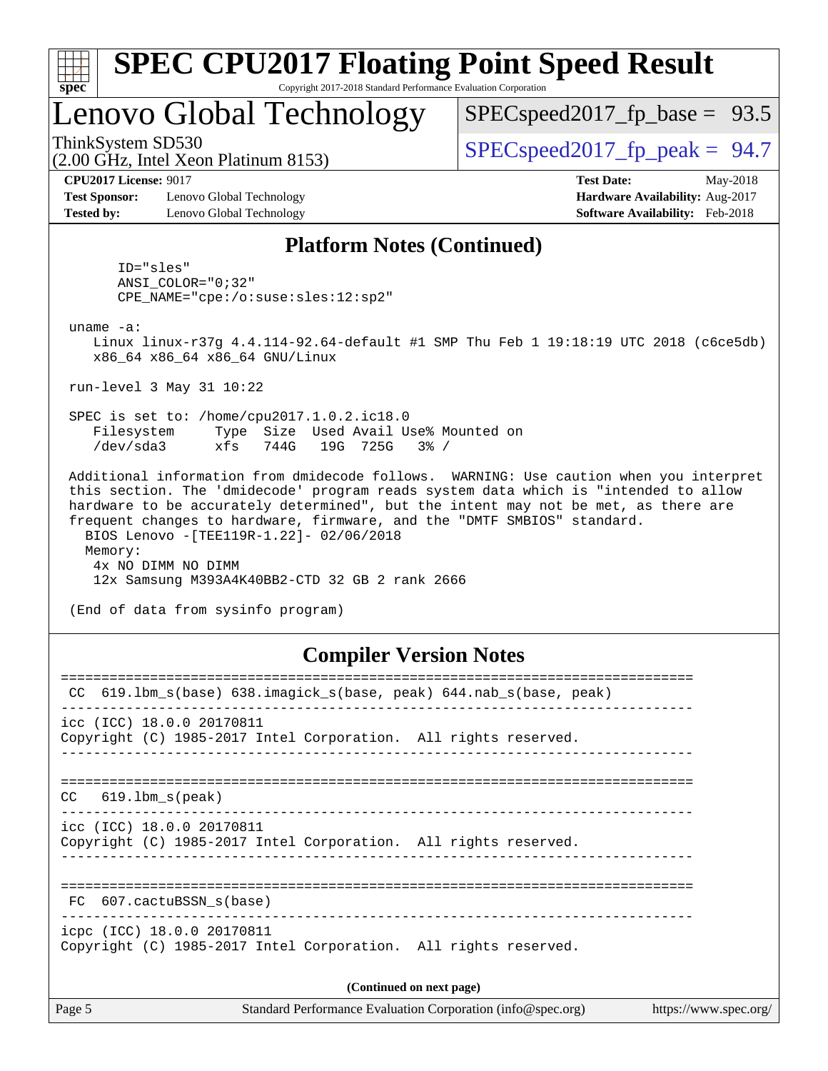# SPEC CPU2017 Floating Point Speed Result

Copyright 2017-2018 Standard Performance Evaluation Corporation

## Lenovo Global Technology

ThinkSystem SD530
(2.00 GHz, Intel Xeon Platinum 8153)

SPECspeed2017_fp_base = 93.5

SPECspeed2017_fp_peak = 94.7

**CPU2017 License:** 9017
**Test Sponsor:** Lenovo Global Technology
**Tested by:** Lenovo Global Technology

**Test Date:** May-2018
**Hardware Availability:** Aug-2017
**Software Availability:** Feb-2018

### Platform Notes (Continued)

```
      ID="sles"
      ANSI_COLOR="0;32"
      CPE_NAME="cpe:/o:suse:sles:12:sp2"

 uname -a:
    Linux linux-r37g 4.4.114-92.64-default #1 SMP Thu Feb 1 19:18:19 UTC 2018 (c6ce5db)
    x86_64 x86_64 x86_64 GNU/Linux

 run-level 3 May 31 10:22

 SPEC is set to: /home/cpu2017.1.0.2.ic18.0
    Filesystem     Type  Size  Used Avail Use% Mounted on
    /dev/sda3      xfs   744G   19G  725G   3% /

 Additional information from dmidecode follows.  WARNING: Use caution when you interpret
 this section. The 'dmidecode' program reads system data which is "intended to allow
 hardware to be accurately determined", but the intent may not be met, as there are
 frequent changes to hardware, firmware, and the "DMTF SMBIOS" standard.
   BIOS Lenovo -[TEE119R-1.22]- 02/06/2018
   Memory:
    4x NO DIMM NO DIMM
    12x Samsung M393A4K40BB2-CTD 32 GB 2 rank 2666

 (End of data from sysinfo program)
```

### Compiler Version Notes

```
==============================================================================
 CC  619.lbm_s(base) 638.imagick_s(base, peak) 644.nab_s(base, peak)
------------------------------------------------------------------------------
icc (ICC) 18.0.0 20170811
Copyright (C) 1985-2017 Intel Corporation.  All rights reserved.
------------------------------------------------------------------------------

==============================================================================
 CC  619.lbm_s(peak)
------------------------------------------------------------------------------
icc (ICC) 18.0.0 20170811
Copyright (C) 1985-2017 Intel Corporation.  All rights reserved.
------------------------------------------------------------------------------

==============================================================================
 FC  607.cactuBSSN_s(base)
------------------------------------------------------------------------------
icpc (ICC) 18.0.0 20170811
Copyright (C) 1985-2017 Intel Corporation.  All rights reserved.
```

(Continued on next page)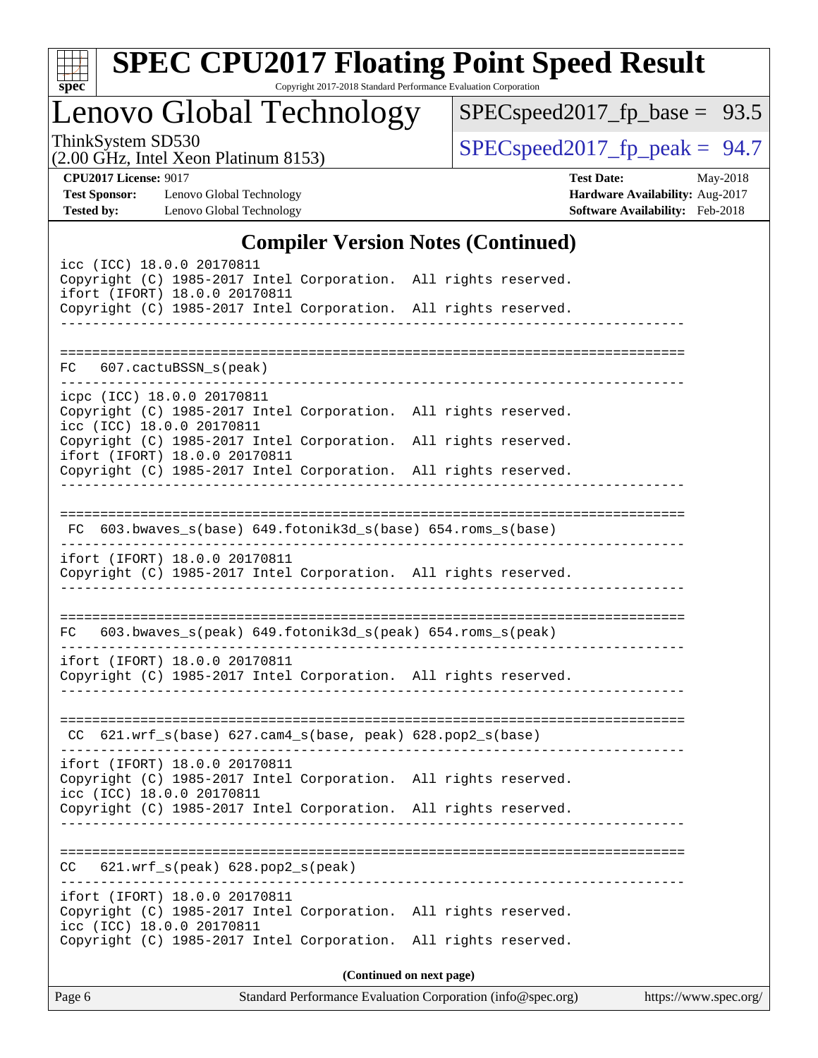# SPEC CPU2017 Floating Point Speed Result

Copyright 2017-2018 Standard Performance Evaluation Corporation

## Lenovo Global Technology

ThinkSystem SD530
(2.00 GHz, Intel Xeon Platinum 8153)

SPECspeed2017_fp_base = 93.5

SPECspeed2017_fp_peak = 94.7

**CPU2017 License:** 9017
**Test Sponsor:** Lenovo Global Technology
**Tested by:** Lenovo Global Technology

**Test Date:** May-2018
**Hardware Availability:** Aug-2017
**Software Availability:** Feb-2018

### Compiler Version Notes (Continued)

```
icc (ICC) 18.0.0 20170811
Copyright (C) 1985-2017 Intel Corporation.  All rights reserved.
ifort (IFORT) 18.0.0 20170811
Copyright (C) 1985-2017 Intel Corporation.  All rights reserved.
------------------------------------------------------------------------------

==============================================================================
FC   607.cactuBSSN_s(peak)
------------------------------------------------------------------------------
icpc (ICC) 18.0.0 20170811
Copyright (C) 1985-2017 Intel Corporation.  All rights reserved.
icc (ICC) 18.0.0 20170811
Copyright (C) 1985-2017 Intel Corporation.  All rights reserved.
ifort (IFORT) 18.0.0 20170811
Copyright (C) 1985-2017 Intel Corporation.  All rights reserved.
------------------------------------------------------------------------------

==============================================================================
 FC  603.bwaves_s(base) 649.fotonik3d_s(base) 654.roms_s(base)
------------------------------------------------------------------------------
ifort (IFORT) 18.0.0 20170811
Copyright (C) 1985-2017 Intel Corporation.  All rights reserved.
------------------------------------------------------------------------------

==============================================================================
FC   603.bwaves_s(peak) 649.fotonik3d_s(peak) 654.roms_s(peak)
------------------------------------------------------------------------------
ifort (IFORT) 18.0.0 20170811
Copyright (C) 1985-2017 Intel Corporation.  All rights reserved.
------------------------------------------------------------------------------

==============================================================================
 CC  621.wrf_s(base) 627.cam4_s(base, peak) 628.pop2_s(base)
------------------------------------------------------------------------------
ifort (IFORT) 18.0.0 20170811
Copyright (C) 1985-2017 Intel Corporation.  All rights reserved.
icc (ICC) 18.0.0 20170811
Copyright (C) 1985-2017 Intel Corporation.  All rights reserved.
------------------------------------------------------------------------------

==============================================================================
CC   621.wrf_s(peak) 628.pop2_s(peak)
------------------------------------------------------------------------------
ifort (IFORT) 18.0.0 20170811
Copyright (C) 1985-2017 Intel Corporation.  All rights reserved.
icc (ICC) 18.0.0 20170811
Copyright (C) 1985-2017 Intel Corporation.  All rights reserved.
```

**(Continued on next page)**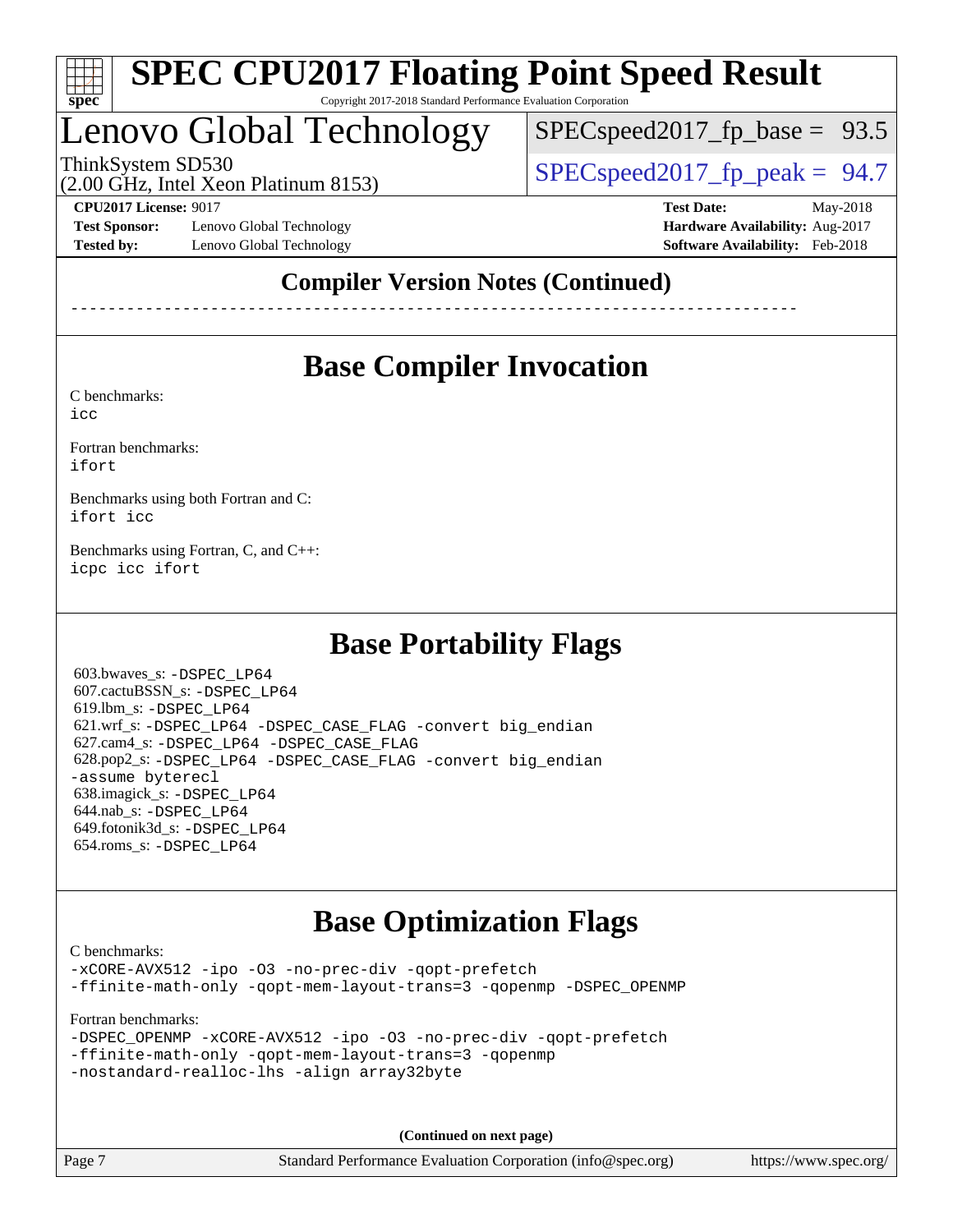## Compiler Version Notes (Continued)

------------------------------------------------------------------------------

## Base Compiler Invocation

C benchmarks:
icc

Fortran benchmarks:
ifort

Benchmarks using both Fortran and C:
ifort icc

Benchmarks using Fortran, C, and C++:
icpc icc ifort

## Base Portability Flags

603.bwaves_s: -DSPEC_LP64
607.cactuBSSN_s: -DSPEC_LP64
619.lbm_s: -DSPEC_LP64
621.wrf_s: -DSPEC_LP64 -DSPEC_CASE_FLAG -convert big_endian
627.cam4_s: -DSPEC_LP64 -DSPEC_CASE_FLAG
628.pop2_s: -DSPEC_LP64 -DSPEC_CASE_FLAG -convert big_endian -assume byterecl
638.imagick_s: -DSPEC_LP64
644.nab_s: -DSPEC_LP64
649.fotonik3d_s: -DSPEC_LP64
654.roms_s: -DSPEC_LP64

## Base Optimization Flags

C benchmarks:
-xCORE-AVX512 -ipo -O3 -no-prec-div -qopt-prefetch
-ffinite-math-only -qopt-mem-layout-trans=3 -qopenmp -DSPEC_OPENMP

Fortran benchmarks:
-DSPEC_OPENMP -xCORE-AVX512 -ipo -O3 -no-prec-div -qopt-prefetch
-ffinite-math-only -qopt-mem-layout-trans=3 -qopenmp
-nostandard-realloc-lhs -align array32byte

**(Continued on next page)**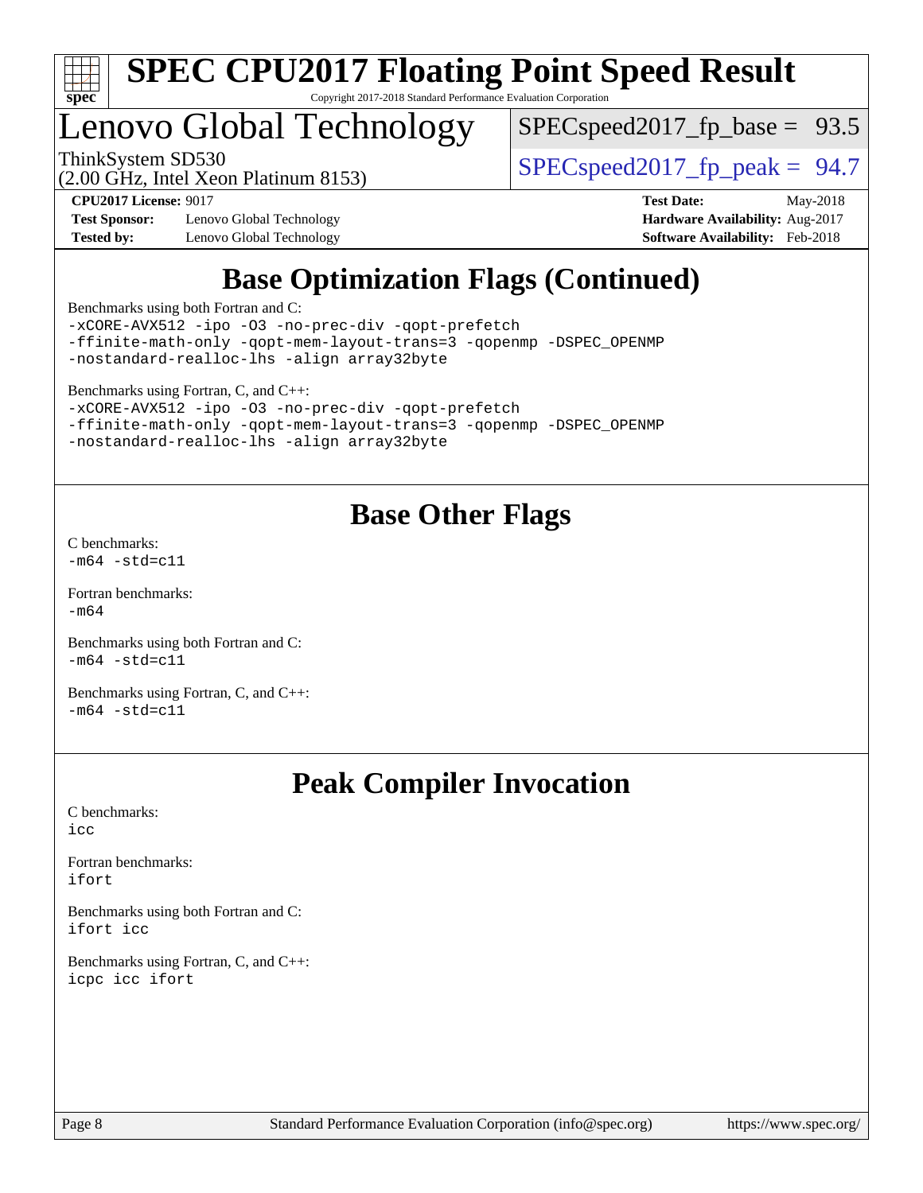# SPEC CPU2017 Floating Point Speed Result

Copyright 2017-2018 Standard Performance Evaluation Corporation

## Lenovo Global Technology

ThinkSystem SD530
(2.00 GHz, Intel Xeon Platinum 8153)

SPECspeed2017_fp_base = 93.5

SPECspeed2017_fp_peak = 94.7

**CPU2017 License:** 9017
**Test Sponsor:** Lenovo Global Technology
**Tested by:** Lenovo Global Technology

**Test Date:** May-2018
**Hardware Availability:** Aug-2017
**Software Availability:** Feb-2018

## Base Optimization Flags (Continued)

Benchmarks using both Fortran and C:
```
-xCORE-AVX512 -ipo -O3 -no-prec-div -qopt-prefetch
-ffinite-math-only -qopt-mem-layout-trans=3 -qopenmp -DSPEC_OPENMP
-nostandard-realloc-lhs -align array32byte
```

Benchmarks using Fortran, C, and C++:
```
-xCORE-AVX512 -ipo -O3 -no-prec-div -qopt-prefetch
-ffinite-math-only -qopt-mem-layout-trans=3 -qopenmp -DSPEC_OPENMP
-nostandard-realloc-lhs -align array32byte
```

## Base Other Flags

C benchmarks:
```
-m64 -std=c11
```

Fortran benchmarks:
```
-m64
```

Benchmarks using both Fortran and C:
```
-m64 -std=c11
```

Benchmarks using Fortran, C, and C++:
```
-m64 -std=c11
```

## Peak Compiler Invocation

C benchmarks:
```
icc
```

Fortran benchmarks:
```
ifort
```

Benchmarks using both Fortran and C:
```
ifort icc
```

Benchmarks using Fortran, C, and C++:
```
icpc icc ifort
```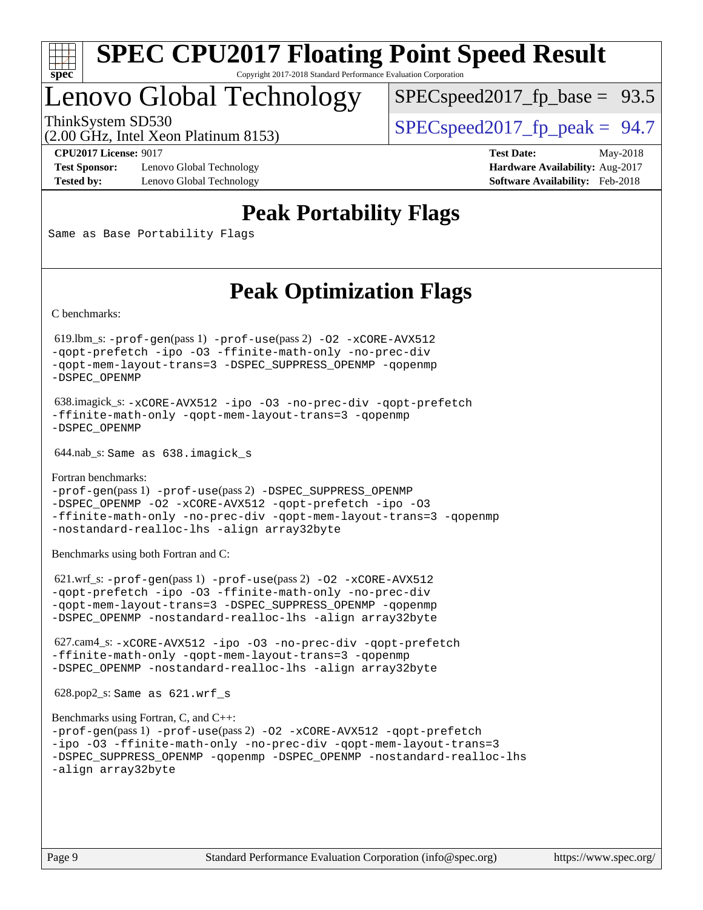# SPEC CPU2017 Floating Point Speed Result

Copyright 2017-2018 Standard Performance Evaluation Corporation

# Lenovo Global Technology

ThinkSystem SD530
(2.00 GHz, Intel Xeon Platinum 8153)

SPECspeed2017_fp_base = 93.5

SPECspeed2017_fp_peak = 94.7

**CPU2017 License:** 9017
**Test Sponsor:** Lenovo Global Technology
**Tested by:** Lenovo Global Technology

**Test Date:** May-2018
**Hardware Availability:** Aug-2017
**Software Availability:** Feb-2018

## Peak Portability Flags

Same as Base Portability Flags

## Peak Optimization Flags

C benchmarks:

619.lbm_s: -prof-gen(pass 1) -prof-use(pass 2) -O2 -xCORE-AVX512 -qopt-prefetch -ipo -O3 -ffinite-math-only -no-prec-div -qopt-mem-layout-trans=3 -DSPEC_SUPPRESS_OPENMP -qopenmp -DSPEC_OPENMP

638.imagick_s: -xCORE-AVX512 -ipo -O3 -no-prec-div -qopt-prefetch -ffinite-math-only -qopt-mem-layout-trans=3 -qopenmp -DSPEC_OPENMP

644.nab_s: Same as 638.imagick_s

Fortran benchmarks:

-prof-gen(pass 1) -prof-use(pass 2) -DSPEC_SUPPRESS_OPENMP -DSPEC_OPENMP -O2 -xCORE-AVX512 -qopt-prefetch -ipo -O3 -ffinite-math-only -no-prec-div -qopt-mem-layout-trans=3 -qopenmp -nostandard-realloc-lhs -align array32byte

Benchmarks using both Fortran and C:

621.wrf_s: -prof-gen(pass 1) -prof-use(pass 2) -O2 -xCORE-AVX512 -qopt-prefetch -ipo -O3 -ffinite-math-only -no-prec-div -qopt-mem-layout-trans=3 -DSPEC_SUPPRESS_OPENMP -qopenmp -DSPEC_OPENMP -nostandard-realloc-lhs -align array32byte

627.cam4_s: -xCORE-AVX512 -ipo -O3 -no-prec-div -qopt-prefetch -ffinite-math-only -qopt-mem-layout-trans=3 -qopenmp -DSPEC_OPENMP -nostandard-realloc-lhs -align array32byte

628.pop2_s: Same as 621.wrf_s

Benchmarks using Fortran, C, and C++:

-prof-gen(pass 1) -prof-use(pass 2) -O2 -xCORE-AVX512 -qopt-prefetch -ipo -O3 -ffinite-math-only -no-prec-div -qopt-mem-layout-trans=3 -DSPEC_SUPPRESS_OPENMP -qopenmp -DSPEC_OPENMP -nostandard-realloc-lhs -align array32byte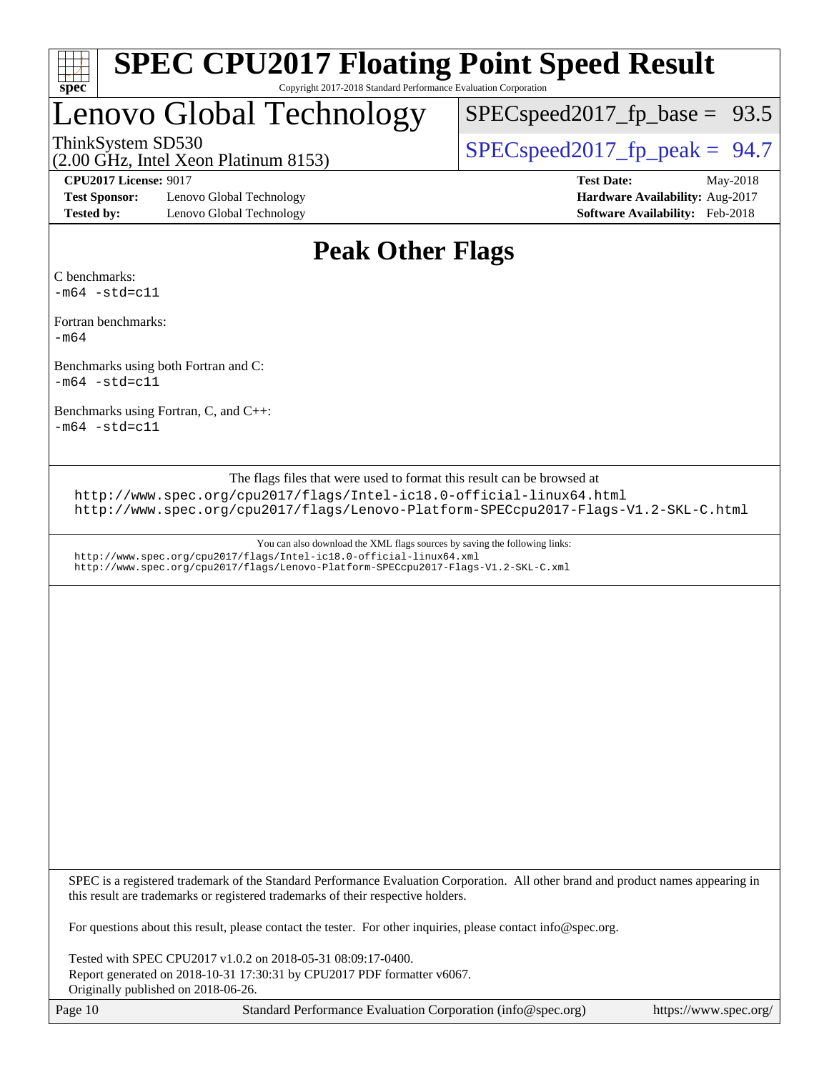# SPEC CPU2017 Floating Point Speed Result

Copyright 2017-2018 Standard Performance Evaluation Corporation

## Lenovo Global Technology

ThinkSystem SD530
(2.00 GHz, Intel Xeon Platinum 8153)

SPECspeed2017_fp_base = 93.5

SPECspeed2017_fp_peak = 94.7

**CPU2017 License:** 9017
**Test Sponsor:** Lenovo Global Technology
**Tested by:** Lenovo Global Technology

**Test Date:** May-2018
**Hardware Availability:** Aug-2017
**Software Availability:** Feb-2018

## Peak Other Flags

C benchmarks:
-m64 -std=c11

Fortran benchmarks:
-m64

Benchmarks using both Fortran and C:
-m64 -std=c11

Benchmarks using Fortran, C, and C++:
-m64 -std=c11

The flags files that were used to format this result can be browsed at
http://www.spec.org/cpu2017/flags/Intel-ic18.0-official-linux64.html
http://www.spec.org/cpu2017/flags/Lenovo-Platform-SPECcpu2017-Flags-V1.2-SKL-C.html

You can also download the XML flags sources by saving the following links:
http://www.spec.org/cpu2017/flags/Intel-ic18.0-official-linux64.xml
http://www.spec.org/cpu2017/flags/Lenovo-Platform-SPECcpu2017-Flags-V1.2-SKL-C.xml

SPEC is a registered trademark of the Standard Performance Evaluation Corporation. All other brand and product names appearing in this result are trademarks or registered trademarks of their respective holders.

For questions about this result, please contact the tester. For other inquiries, please contact info@spec.org.

Tested with SPEC CPU2017 v1.0.2 on 2018-05-31 08:09:17-0400.
Report generated on 2018-10-31 17:30:31 by CPU2017 PDF formatter v6067.
Originally published on 2018-06-26.